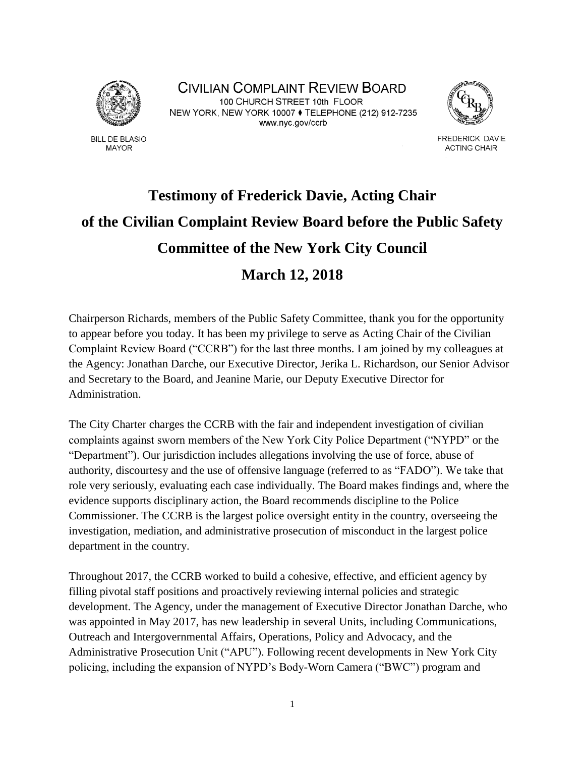CIVILIAN COMPLAINT REVIEW BOARD
100 CHURCH STREET 10th FLOOR
NEW YORK, NEW YORK 10007 ♦ TELEPHONE (212) 912-7235
www.nyc.gov/ccrb

BILL DE BLASIO
MAYOR

FREDERICK DAVIE
ACTING CHAIR

# Testimony of Frederick Davie, Acting Chair of the Civilian Complaint Review Board before the Public Safety Committee of the New York City Council

# March 12, 2018

Chairperson Richards, members of the Public Safety Committee, thank you for the opportunity to appear before you today. It has been my privilege to serve as Acting Chair of the Civilian Complaint Review Board ("CCRB") for the last three months. I am joined by my colleagues at the Agency: Jonathan Darche, our Executive Director, Jerika L. Richardson, our Senior Advisor and Secretary to the Board, and Jeanine Marie, our Deputy Executive Director for Administration.

The City Charter charges the CCRB with the fair and independent investigation of civilian complaints against sworn members of the New York City Police Department ("NYPD" or the "Department"). Our jurisdiction includes allegations involving the use of force, abuse of authority, discourtesy and the use of offensive language (referred to as "FADO"). We take that role very seriously, evaluating each case individually. The Board makes findings and, where the evidence supports disciplinary action, the Board recommends discipline to the Police Commissioner. The CCRB is the largest police oversight entity in the country, overseeing the investigation, mediation, and administrative prosecution of misconduct in the largest police department in the country.

Throughout 2017, the CCRB worked to build a cohesive, effective, and efficient agency by filling pivotal staff positions and proactively reviewing internal policies and strategic development. The Agency, under the management of Executive Director Jonathan Darche, who was appointed in May 2017, has new leadership in several Units, including Communications, Outreach and Intergovernmental Affairs, Operations, Policy and Advocacy, and the Administrative Prosecution Unit ("APU"). Following recent developments in New York City policing, including the expansion of NYPD's Body-Worn Camera ("BWC") program and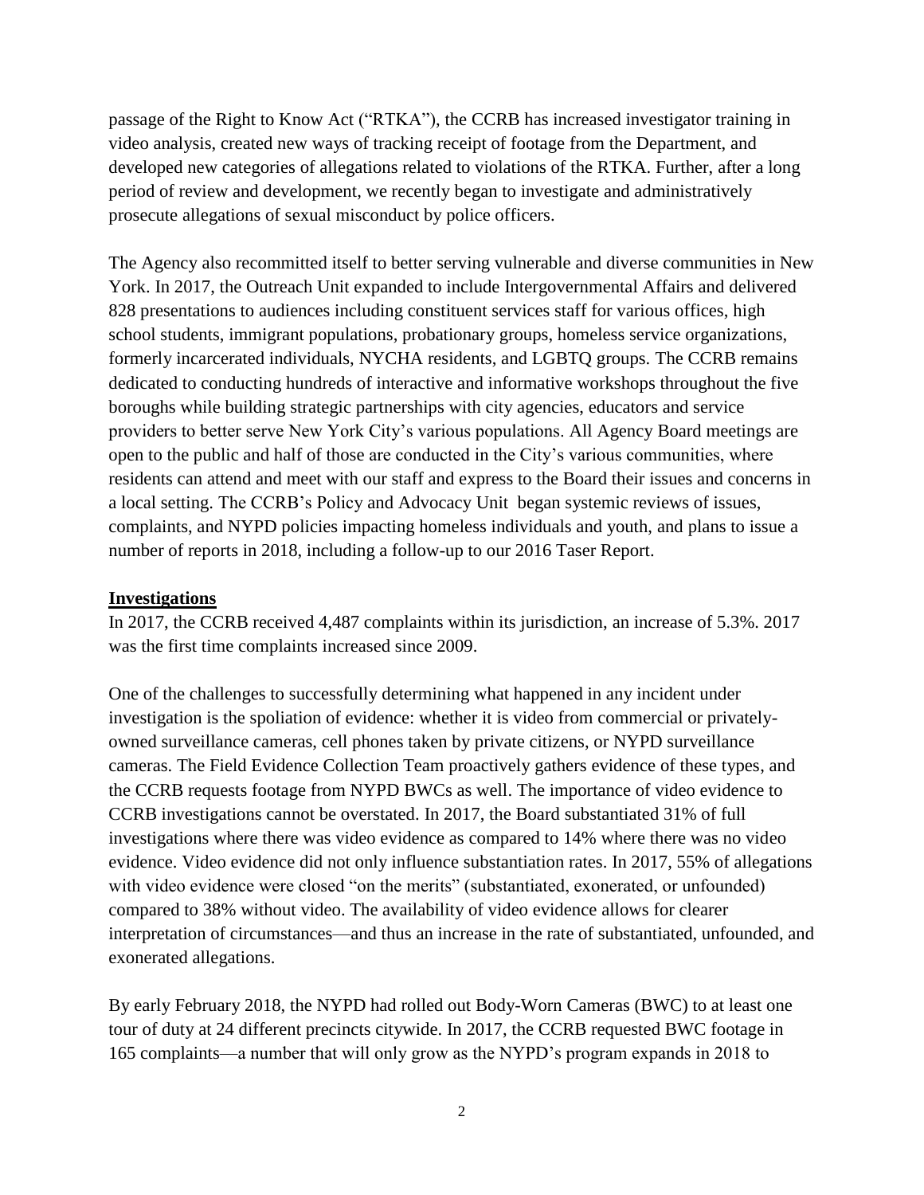passage of the Right to Know Act ("RTKA"), the CCRB has increased investigator training in video analysis, created new ways of tracking receipt of footage from the Department, and developed new categories of allegations related to violations of the RTKA. Further, after a long period of review and development, we recently began to investigate and administratively prosecute allegations of sexual misconduct by police officers.

The Agency also recommitted itself to better serving vulnerable and diverse communities in New York. In 2017, the Outreach Unit expanded to include Intergovernmental Affairs and delivered 828 presentations to audiences including constituent services staff for various offices, high school students, immigrant populations, probationary groups, homeless service organizations, formerly incarcerated individuals, NYCHA residents, and LGBTQ groups. The CCRB remains dedicated to conducting hundreds of interactive and informative workshops throughout the five boroughs while building strategic partnerships with city agencies, educators and service providers to better serve New York City's various populations. All Agency Board meetings are open to the public and half of those are conducted in the City's various communities, where residents can attend and meet with our staff and express to the Board their issues and concerns in a local setting. The CCRB's Policy and Advocacy Unit began systemic reviews of issues, complaints, and NYPD policies impacting homeless individuals and youth, and plans to issue a number of reports in 2018, including a follow-up to our 2016 Taser Report.

## Investigations

In 2017, the CCRB received 4,487 complaints within its jurisdiction, an increase of 5.3%. 2017 was the first time complaints increased since 2009.

One of the challenges to successfully determining what happened in any incident under investigation is the spoliation of evidence: whether it is video from commercial or privately-owned surveillance cameras, cell phones taken by private citizens, or NYPD surveillance cameras. The Field Evidence Collection Team proactively gathers evidence of these types, and the CCRB requests footage from NYPD BWCs as well. The importance of video evidence to CCRB investigations cannot be overstated. In 2017, the Board substantiated 31% of full investigations where there was video evidence as compared to 14% where there was no video evidence. Video evidence did not only influence substantiation rates. In 2017, 55% of allegations with video evidence were closed "on the merits" (substantiated, exonerated, or unfounded) compared to 38% without video. The availability of video evidence allows for clearer interpretation of circumstances—and thus an increase in the rate of substantiated, unfounded, and exonerated allegations.

By early February 2018, the NYPD had rolled out Body-Worn Cameras (BWC) to at least one tour of duty at 24 different precincts citywide. In 2017, the CCRB requested BWC footage in 165 complaints—a number that will only grow as the NYPD's program expands in 2018 to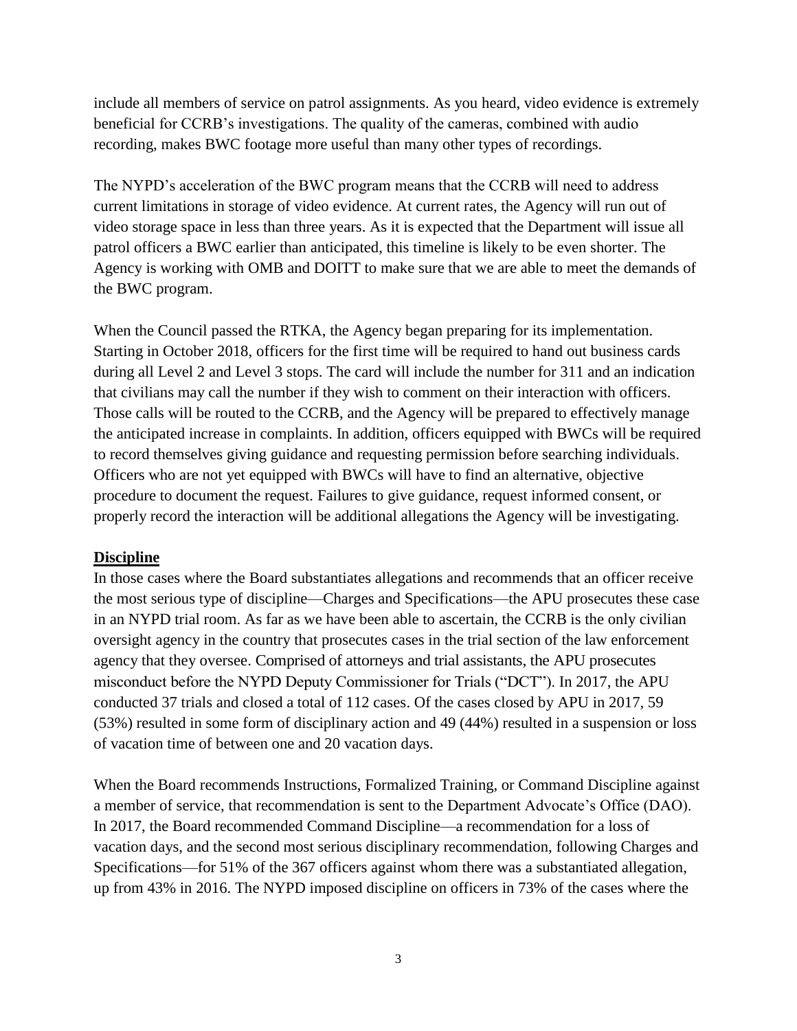include all members of service on patrol assignments. As you heard, video evidence is extremely beneficial for CCRB's investigations. The quality of the cameras, combined with audio recording, makes BWC footage more useful than many other types of recordings.

The NYPD's acceleration of the BWC program means that the CCRB will need to address current limitations in storage of video evidence. At current rates, the Agency will run out of video storage space in less than three years. As it is expected that the Department will issue all patrol officers a BWC earlier than anticipated, this timeline is likely to be even shorter. The Agency is working with OMB and DOITT to make sure that we are able to meet the demands of the BWC program.

When the Council passed the RTKA, the Agency began preparing for its implementation. Starting in October 2018, officers for the first time will be required to hand out business cards during all Level 2 and Level 3 stops. The card will include the number for 311 and an indication that civilians may call the number if they wish to comment on their interaction with officers. Those calls will be routed to the CCRB, and the Agency will be prepared to effectively manage the anticipated increase in complaints. In addition, officers equipped with BWCs will be required to record themselves giving guidance and requesting permission before searching individuals. Officers who are not yet equipped with BWCs will have to find an alternative, objective procedure to document the request. Failures to give guidance, request informed consent, or properly record the interaction will be additional allegations the Agency will be investigating.

**Discipline**

In those cases where the Board substantiates allegations and recommends that an officer receive the most serious type of discipline—Charges and Specifications—the APU prosecutes these case in an NYPD trial room. As far as we have been able to ascertain, the CCRB is the only civilian oversight agency in the country that prosecutes cases in the trial section of the law enforcement agency that they oversee. Comprised of attorneys and trial assistants, the APU prosecutes misconduct before the NYPD Deputy Commissioner for Trials ("DCT"). In 2017, the APU conducted 37 trials and closed a total of 112 cases. Of the cases closed by APU in 2017, 59 (53%) resulted in some form of disciplinary action and 49 (44%) resulted in a suspension or loss of vacation time of between one and 20 vacation days.

When the Board recommends Instructions, Formalized Training, or Command Discipline against a member of service, that recommendation is sent to the Department Advocate's Office (DAO). In 2017, the Board recommended Command Discipline—a recommendation for a loss of vacation days, and the second most serious disciplinary recommendation, following Charges and Specifications—for 51% of the 367 officers against whom there was a substantiated allegation, up from 43% in 2016. The NYPD imposed discipline on officers in 73% of the cases where the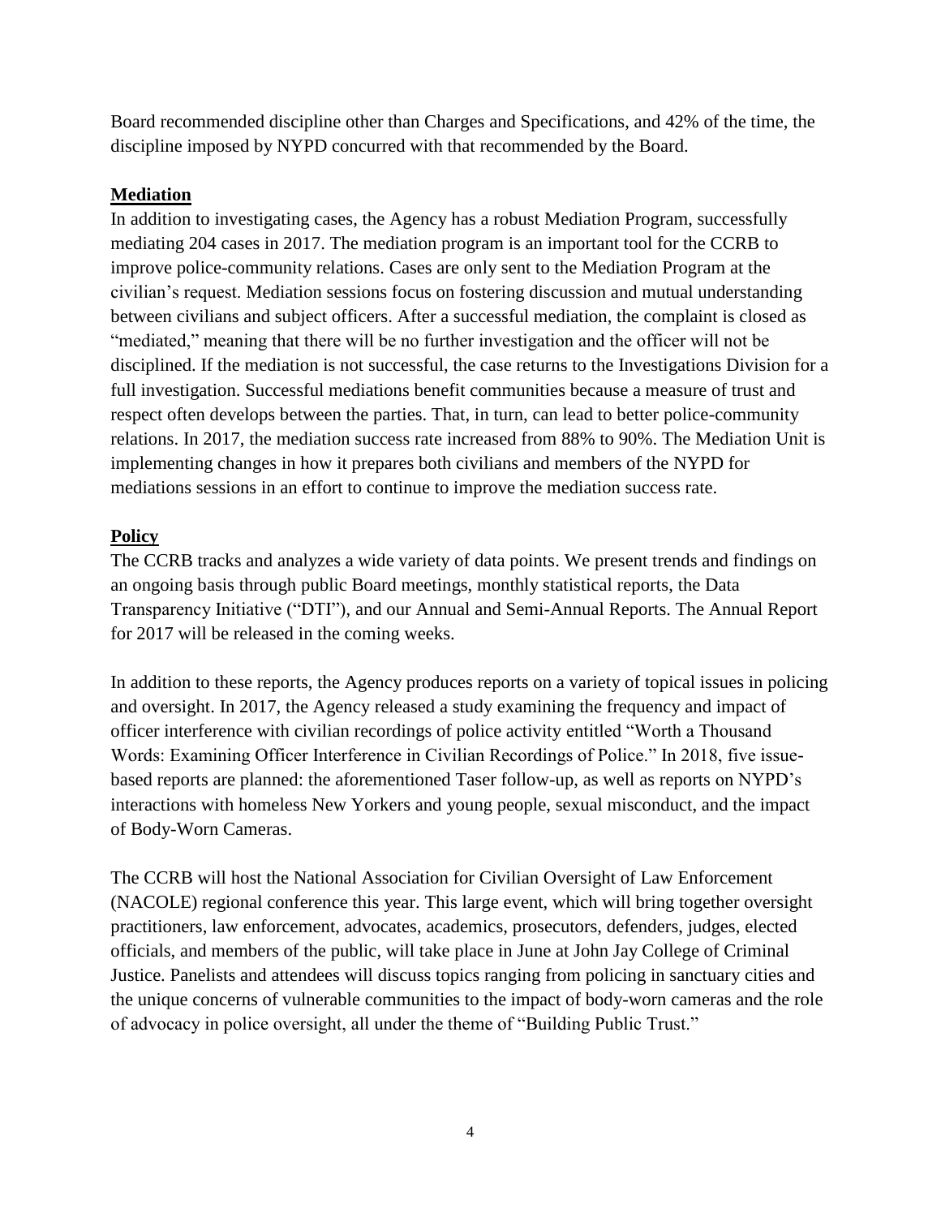Board recommended discipline other than Charges and Specifications, and 42% of the time, the discipline imposed by NYPD concurred with that recommended by the Board.

## Mediation

In addition to investigating cases, the Agency has a robust Mediation Program, successfully mediating 204 cases in 2017. The mediation program is an important tool for the CCRB to improve police-community relations. Cases are only sent to the Mediation Program at the civilian's request. Mediation sessions focus on fostering discussion and mutual understanding between civilians and subject officers. After a successful mediation, the complaint is closed as "mediated," meaning that there will be no further investigation and the officer will not be disciplined. If the mediation is not successful, the case returns to the Investigations Division for a full investigation. Successful mediations benefit communities because a measure of trust and respect often develops between the parties. That, in turn, can lead to better police-community relations. In 2017, the mediation success rate increased from 88% to 90%. The Mediation Unit is implementing changes in how it prepares both civilians and members of the NYPD for mediations sessions in an effort to continue to improve the mediation success rate.

## Policy

The CCRB tracks and analyzes a wide variety of data points. We present trends and findings on an ongoing basis through public Board meetings, monthly statistical reports, the Data Transparency Initiative ("DTI"), and our Annual and Semi-Annual Reports. The Annual Report for 2017 will be released in the coming weeks.

In addition to these reports, the Agency produces reports on a variety of topical issues in policing and oversight. In 2017, the Agency released a study examining the frequency and impact of officer interference with civilian recordings of police activity entitled "Worth a Thousand Words: Examining Officer Interference in Civilian Recordings of Police." In 2018, five issue-based reports are planned: the aforementioned Taser follow-up, as well as reports on NYPD's interactions with homeless New Yorkers and young people, sexual misconduct, and the impact of Body-Worn Cameras.

The CCRB will host the National Association for Civilian Oversight of Law Enforcement (NACOLE) regional conference this year. This large event, which will bring together oversight practitioners, law enforcement, advocates, academics, prosecutors, defenders, judges, elected officials, and members of the public, will take place in June at John Jay College of Criminal Justice. Panelists and attendees will discuss topics ranging from policing in sanctuary cities and the unique concerns of vulnerable communities to the impact of body-worn cameras and the role of advocacy in police oversight, all under the theme of "Building Public Trust."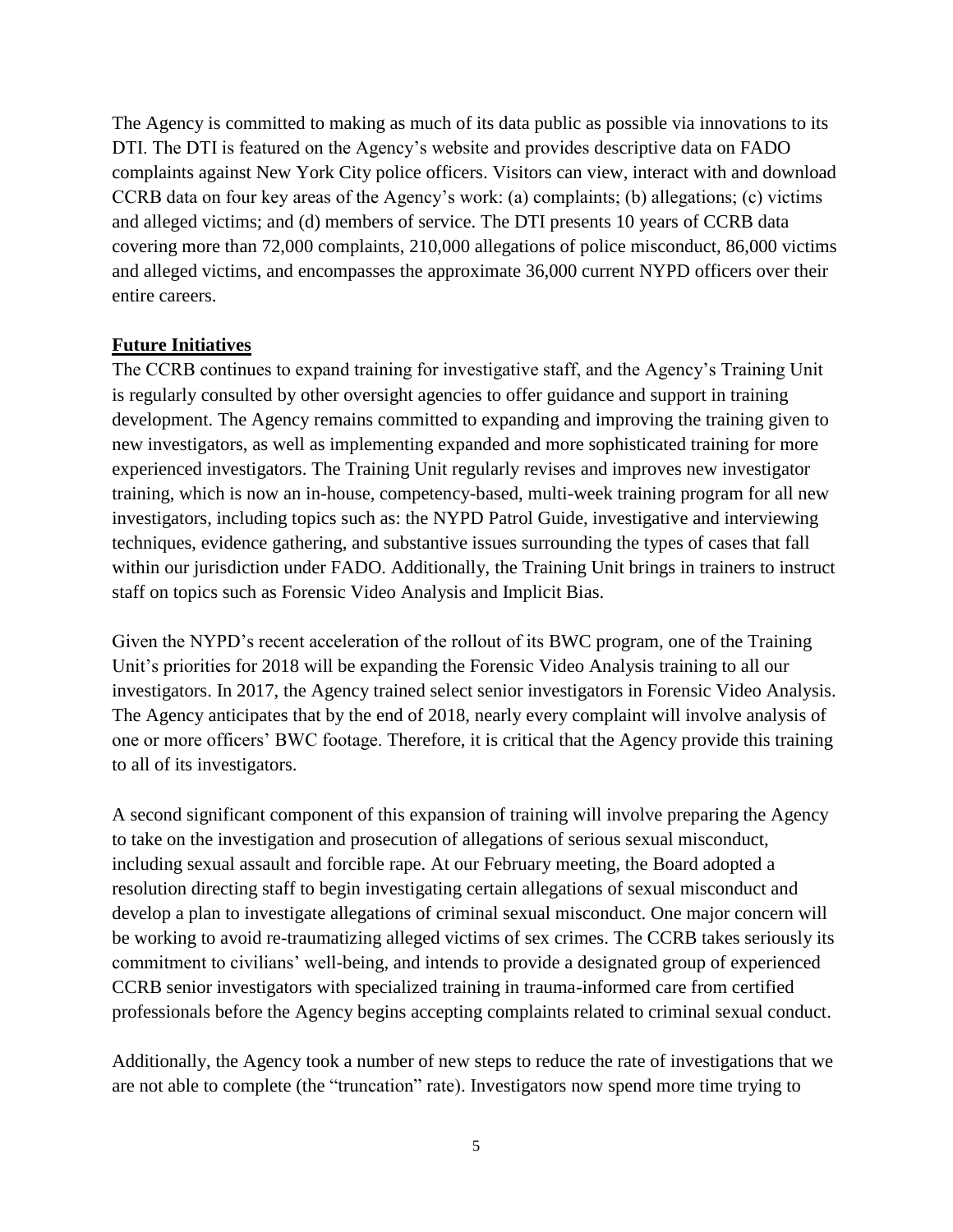The Agency is committed to making as much of its data public as possible via innovations to its DTI. The DTI is featured on the Agency's website and provides descriptive data on FADO complaints against New York City police officers. Visitors can view, interact with and download CCRB data on four key areas of the Agency's work: (a) complaints; (b) allegations; (c) victims and alleged victims; and (d) members of service. The DTI presents 10 years of CCRB data covering more than 72,000 complaints, 210,000 allegations of police misconduct, 86,000 victims and alleged victims, and encompasses the approximate 36,000 current NYPD officers over their entire careers.

**Future Initiatives**

The CCRB continues to expand training for investigative staff, and the Agency's Training Unit is regularly consulted by other oversight agencies to offer guidance and support in training development. The Agency remains committed to expanding and improving the training given to new investigators, as well as implementing expanded and more sophisticated training for more experienced investigators. The Training Unit regularly revises and improves new investigator training, which is now an in-house, competency-based, multi-week training program for all new investigators, including topics such as: the NYPD Patrol Guide, investigative and interviewing techniques, evidence gathering, and substantive issues surrounding the types of cases that fall within our jurisdiction under FADO. Additionally, the Training Unit brings in trainers to instruct staff on topics such as Forensic Video Analysis and Implicit Bias.

Given the NYPD's recent acceleration of the rollout of its BWC program, one of the Training Unit's priorities for 2018 will be expanding the Forensic Video Analysis training to all our investigators. In 2017, the Agency trained select senior investigators in Forensic Video Analysis. The Agency anticipates that by the end of 2018, nearly every complaint will involve analysis of one or more officers' BWC footage. Therefore, it is critical that the Agency provide this training to all of its investigators.

A second significant component of this expansion of training will involve preparing the Agency to take on the investigation and prosecution of allegations of serious sexual misconduct, including sexual assault and forcible rape. At our February meeting, the Board adopted a resolution directing staff to begin investigating certain allegations of sexual misconduct and develop a plan to investigate allegations of criminal sexual misconduct. One major concern will be working to avoid re-traumatizing alleged victims of sex crimes. The CCRB takes seriously its commitment to civilians' well-being, and intends to provide a designated group of experienced CCRB senior investigators with specialized training in trauma-informed care from certified professionals before the Agency begins accepting complaints related to criminal sexual conduct.

Additionally, the Agency took a number of new steps to reduce the rate of investigations that we are not able to complete (the "truncation" rate). Investigators now spend more time trying to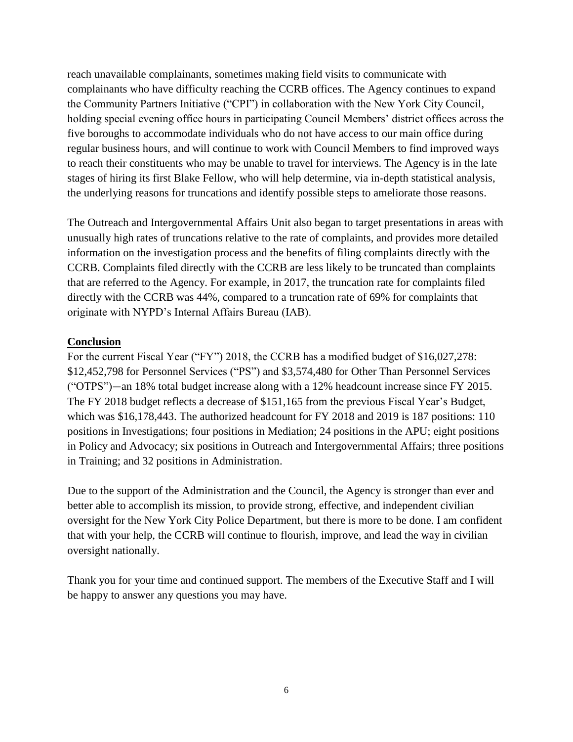reach unavailable complainants, sometimes making field visits to communicate with complainants who have difficulty reaching the CCRB offices. The Agency continues to expand the Community Partners Initiative ("CPI") in collaboration with the New York City Council, holding special evening office hours in participating Council Members' district offices across the five boroughs to accommodate individuals who do not have access to our main office during regular business hours, and will continue to work with Council Members to find improved ways to reach their constituents who may be unable to travel for interviews. The Agency is in the late stages of hiring its first Blake Fellow, who will help determine, via in-depth statistical analysis, the underlying reasons for truncations and identify possible steps to ameliorate those reasons.

The Outreach and Intergovernmental Affairs Unit also began to target presentations in areas with unusually high rates of truncations relative to the rate of complaints, and provides more detailed information on the investigation process and the benefits of filing complaints directly with the CCRB. Complaints filed directly with the CCRB are less likely to be truncated than complaints that are referred to the Agency. For example, in 2017, the truncation rate for complaints filed directly with the CCRB was 44%, compared to a truncation rate of 69% for complaints that originate with NYPD's Internal Affairs Bureau (IAB).

**Conclusion**

For the current Fiscal Year ("FY") 2018, the CCRB has a modified budget of $16,027,278: $12,452,798 for Personnel Services ("PS") and $3,574,480 for Other Than Personnel Services ("OTPS")—an 18% total budget increase along with a 12% headcount increase since FY 2015. The FY 2018 budget reflects a decrease of $151,165 from the previous Fiscal Year's Budget, which was $16,178,443. The authorized headcount for FY 2018 and 2019 is 187 positions: 110 positions in Investigations; four positions in Mediation; 24 positions in the APU; eight positions in Policy and Advocacy; six positions in Outreach and Intergovernmental Affairs; three positions in Training; and 32 positions in Administration.

Due to the support of the Administration and the Council, the Agency is stronger than ever and better able to accomplish its mission, to provide strong, effective, and independent civilian oversight for the New York City Police Department, but there is more to be done. I am confident that with your help, the CCRB will continue to flourish, improve, and lead the way in civilian oversight nationally.

Thank you for your time and continued support. The members of the Executive Staff and I will be happy to answer any questions you may have.